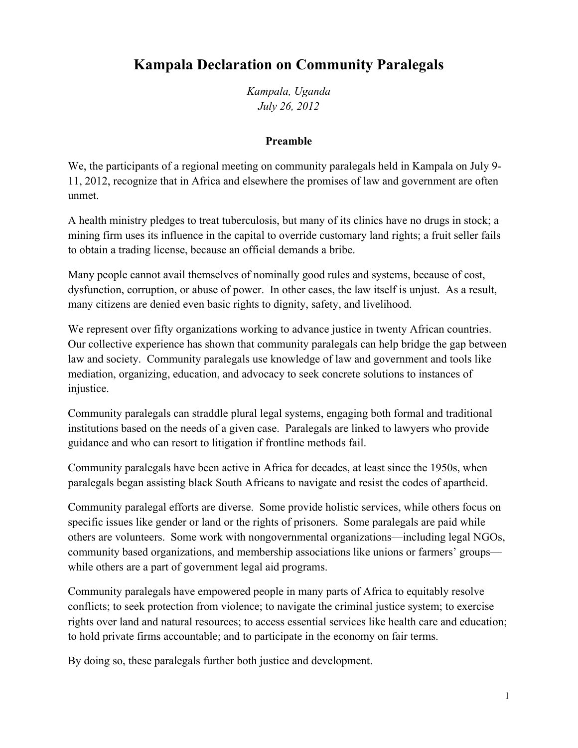# Kampala Declaration on Community Paralegals

*Kampala, Uganda*
*July 26, 2012*

## Preamble

We, the participants of a regional meeting on community paralegals held in Kampala on July 9-11, 2012, recognize that in Africa and elsewhere the promises of law and government are often unmet.

A health ministry pledges to treat tuberculosis, but many of its clinics have no drugs in stock; a mining firm uses its influence in the capital to override customary land rights; a fruit seller fails to obtain a trading license, because an official demands a bribe.

Many people cannot avail themselves of nominally good rules and systems, because of cost, dysfunction, corruption, or abuse of power. In other cases, the law itself is unjust. As a result, many citizens are denied even basic rights to dignity, safety, and livelihood.

We represent over fifty organizations working to advance justice in twenty African countries. Our collective experience has shown that community paralegals can help bridge the gap between law and society. Community paralegals use knowledge of law and government and tools like mediation, organizing, education, and advocacy to seek concrete solutions to instances of injustice.

Community paralegals can straddle plural legal systems, engaging both formal and traditional institutions based on the needs of a given case. Paralegals are linked to lawyers who provide guidance and who can resort to litigation if frontline methods fail.

Community paralegals have been active in Africa for decades, at least since the 1950s, when paralegals began assisting black South Africans to navigate and resist the codes of apartheid.

Community paralegal efforts are diverse. Some provide holistic services, while others focus on specific issues like gender or land or the rights of prisoners. Some paralegals are paid while others are volunteers. Some work with nongovernmental organizations—including legal NGOs, community based organizations, and membership associations like unions or farmers' groups—while others are a part of government legal aid programs.

Community paralegals have empowered people in many parts of Africa to equitably resolve conflicts; to seek protection from violence; to navigate the criminal justice system; to exercise rights over land and natural resources; to access essential services like health care and education; to hold private firms accountable; and to participate in the economy on fair terms.

By doing so, these paralegals further both justice and development.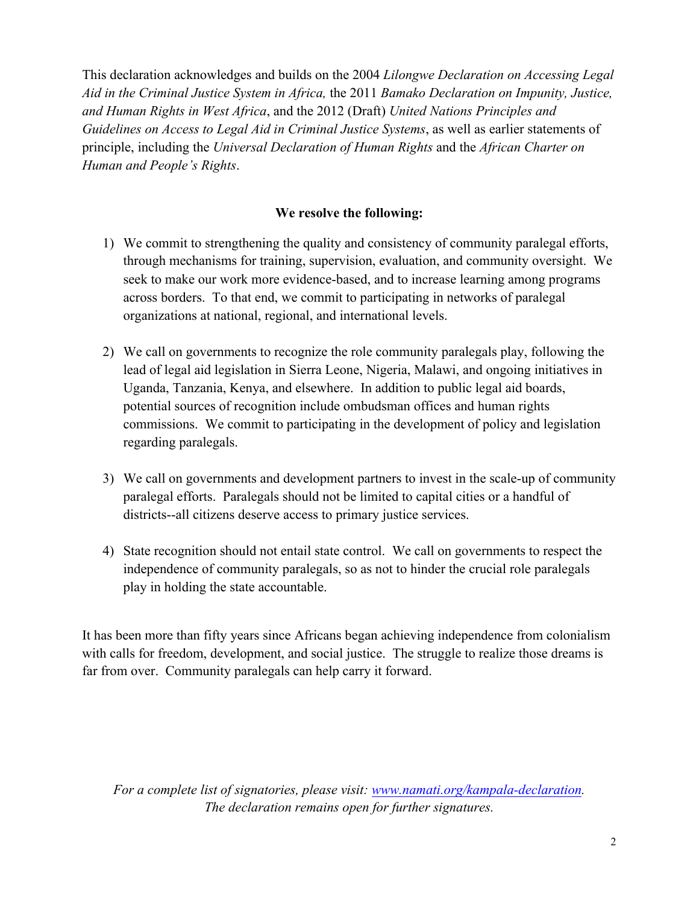This declaration acknowledges and builds on the 2004 *Lilongwe Declaration on Accessing Legal Aid in the Criminal Justice System in Africa,* the 2011 *Bamako Declaration on Impunity, Justice, and Human Rights in West Africa*, and the 2012 (Draft) *United Nations Principles and Guidelines on Access to Legal Aid in Criminal Justice Systems*, as well as earlier statements of principle, including the *Universal Declaration of Human Rights* and the *African Charter on Human and People's Rights*.

**We resolve the following:**

1) We commit to strengthening the quality and consistency of community paralegal efforts, through mechanisms for training, supervision, evaluation, and community oversight. We seek to make our work more evidence-based, and to increase learning among programs across borders. To that end, we commit to participating in networks of paralegal organizations at national, regional, and international levels.

2) We call on governments to recognize the role community paralegals play, following the lead of legal aid legislation in Sierra Leone, Nigeria, Malawi, and ongoing initiatives in Uganda, Tanzania, Kenya, and elsewhere. In addition to public legal aid boards, potential sources of recognition include ombudsman offices and human rights commissions. We commit to participating in the development of policy and legislation regarding paralegals.

3) We call on governments and development partners to invest in the scale-up of community paralegal efforts. Paralegals should not be limited to capital cities or a handful of districts--all citizens deserve access to primary justice services.

4) State recognition should not entail state control. We call on governments to respect the independence of community paralegals, so as not to hinder the crucial role paralegals play in holding the state accountable.

It has been more than fifty years since Africans began achieving independence from colonialism with calls for freedom, development, and social justice. The struggle to realize those dreams is far from over. Community paralegals can help carry it forward.

*For a complete list of signatories, please visit: [www.namati.org/kampala-declaration](http://www.namati.org/kampala-declaration). The declaration remains open for further signatures.*